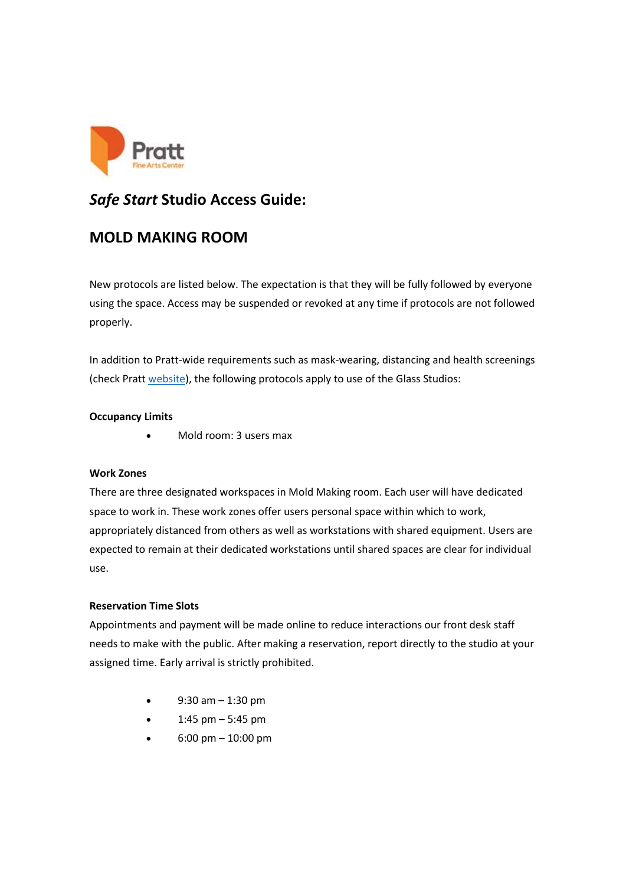Pratt
Fine Arts Center

# *Safe Start* Studio Access Guide:

# MOLD MAKING ROOM

New protocols are listed below. The expectation is that they will be fully followed by everyone using the space. Access may be suspended or revoked at any time if protocols are not followed properly.

In addition to Pratt-wide requirements such as mask-wearing, distancing and health screenings (check Pratt website), the following protocols apply to use of the Glass Studios:

**Occupancy Limits**

- Mold room: 3 users max

**Work Zones**

There are three designated workspaces in Mold Making room. Each user will have dedicated space to work in. These work zones offer users personal space within which to work, appropriately distanced from others as well as workstations with shared equipment. Users are expected to remain at their dedicated workstations until shared spaces are clear for individual use.

**Reservation Time Slots**

Appointments and payment will be made online to reduce interactions our front desk staff needs to make with the public. After making a reservation, report directly to the studio at your assigned time. Early arrival is strictly prohibited.

- 9:30 am – 1:30 pm
- 1:45 pm – 5:45 pm
- 6:00 pm – 10:00 pm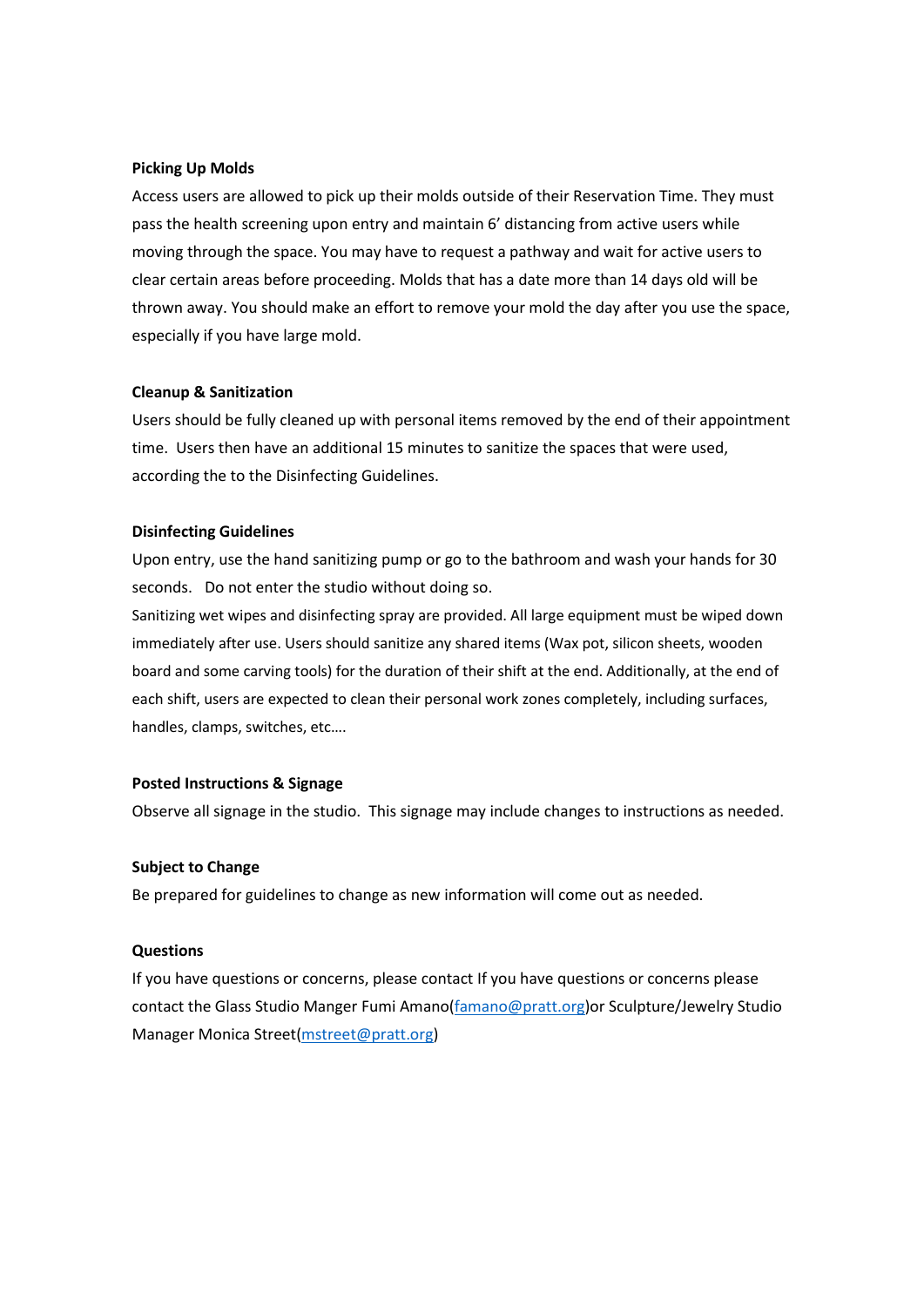**Picking Up Molds**

Access users are allowed to pick up their molds outside of their Reservation Time. They must pass the health screening upon entry and maintain 6' distancing from active users while moving through the space. You may have to request a pathway and wait for active users to clear certain areas before proceeding. Molds that has a date more than 14 days old will be thrown away. You should make an effort to remove your mold the day after you use the space, especially if you have large mold.

**Cleanup & Sanitization**

Users should be fully cleaned up with personal items removed by the end of their appointment time. Users then have an additional 15 minutes to sanitize the spaces that were used, according the to the Disinfecting Guidelines.

**Disinfecting Guidelines**

Upon entry, use the hand sanitizing pump or go to the bathroom and wash your hands for 30 seconds. Do not enter the studio without doing so.

Sanitizing wet wipes and disinfecting spray are provided. All large equipment must be wiped down immediately after use. Users should sanitize any shared items (Wax pot, silicon sheets, wooden board and some carving tools) for the duration of their shift at the end. Additionally, at the end of each shift, users are expected to clean their personal work zones completely, including surfaces, handles, clamps, switches, etc….

**Posted Instructions & Signage**

Observe all signage in the studio. This signage may include changes to instructions as needed.

**Subject to Change**

Be prepared for guidelines to change as new information will come out as needed.

**Questions**

If you have questions or concerns, please contact If you have questions or concerns please contact the Glass Studio Manger Fumi Amano(famano@pratt.org)or Sculpture/Jewelry Studio Manager Monica Street(mstreet@pratt.org)